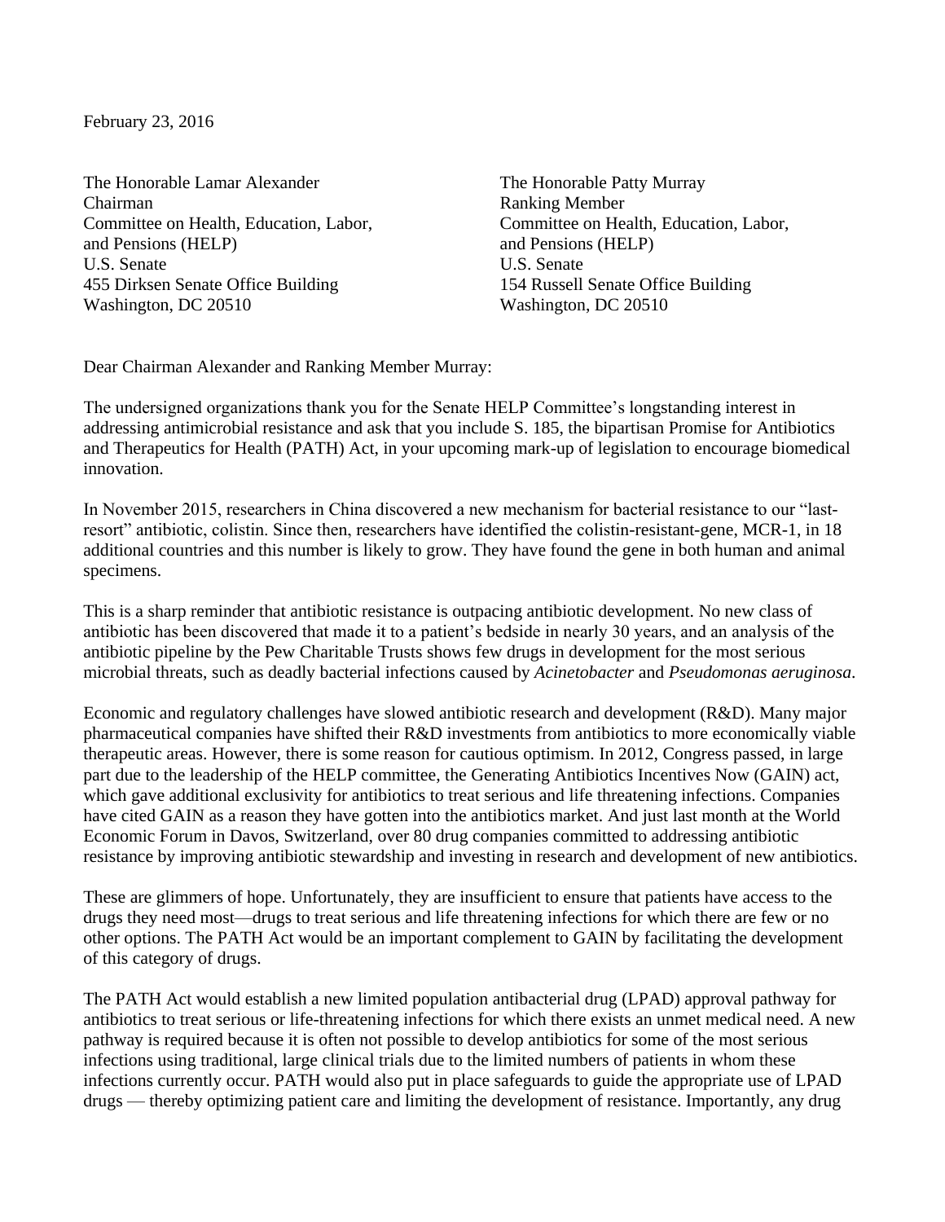February 23, 2016

The Honorable Lamar Alexander
Chairman
Committee on Health, Education, Labor, and Pensions (HELP)
U.S. Senate
455 Dirksen Senate Office Building
Washington, DC 20510

The Honorable Patty Murray
Ranking Member
Committee on Health, Education, Labor, and Pensions (HELP)
U.S. Senate
154 Russell Senate Office Building
Washington, DC 20510

Dear Chairman Alexander and Ranking Member Murray:

The undersigned organizations thank you for the Senate HELP Committee's longstanding interest in addressing antimicrobial resistance and ask that you include S. 185, the bipartisan Promise for Antibiotics and Therapeutics for Health (PATH) Act, in your upcoming mark-up of legislation to encourage biomedical innovation.

In November 2015, researchers in China discovered a new mechanism for bacterial resistance to our "last-resort" antibiotic, colistin. Since then, researchers have identified the colistin-resistant-gene, MCR-1, in 18 additional countries and this number is likely to grow. They have found the gene in both human and animal specimens.

This is a sharp reminder that antibiotic resistance is outpacing antibiotic development. No new class of antibiotic has been discovered that made it to a patient's bedside in nearly 30 years, and an analysis of the antibiotic pipeline by the Pew Charitable Trusts shows few drugs in development for the most serious microbial threats, such as deadly bacterial infections caused by *Acinetobacter* and *Pseudomonas aeruginosa*.

Economic and regulatory challenges have slowed antibiotic research and development (R&D). Many major pharmaceutical companies have shifted their R&D investments from antibiotics to more economically viable therapeutic areas. However, there is some reason for cautious optimism. In 2012, Congress passed, in large part due to the leadership of the HELP committee, the Generating Antibiotics Incentives Now (GAIN) act, which gave additional exclusivity for antibiotics to treat serious and life threatening infections. Companies have cited GAIN as a reason they have gotten into the antibiotics market. And just last month at the World Economic Forum in Davos, Switzerland, over 80 drug companies committed to addressing antibiotic resistance by improving antibiotic stewardship and investing in research and development of new antibiotics.

These are glimmers of hope. Unfortunately, they are insufficient to ensure that patients have access to the drugs they need most—drugs to treat serious and life threatening infections for which there are few or no other options. The PATH Act would be an important complement to GAIN by facilitating the development of this category of drugs.

The PATH Act would establish a new limited population antibacterial drug (LPAD) approval pathway for antibiotics to treat serious or life-threatening infections for which there exists an unmet medical need. A new pathway is required because it is often not possible to develop antibiotics for some of the most serious infections using traditional, large clinical trials due to the limited numbers of patients in whom these infections currently occur. PATH would also put in place safeguards to guide the appropriate use of LPAD drugs — thereby optimizing patient care and limiting the development of resistance. Importantly, any drug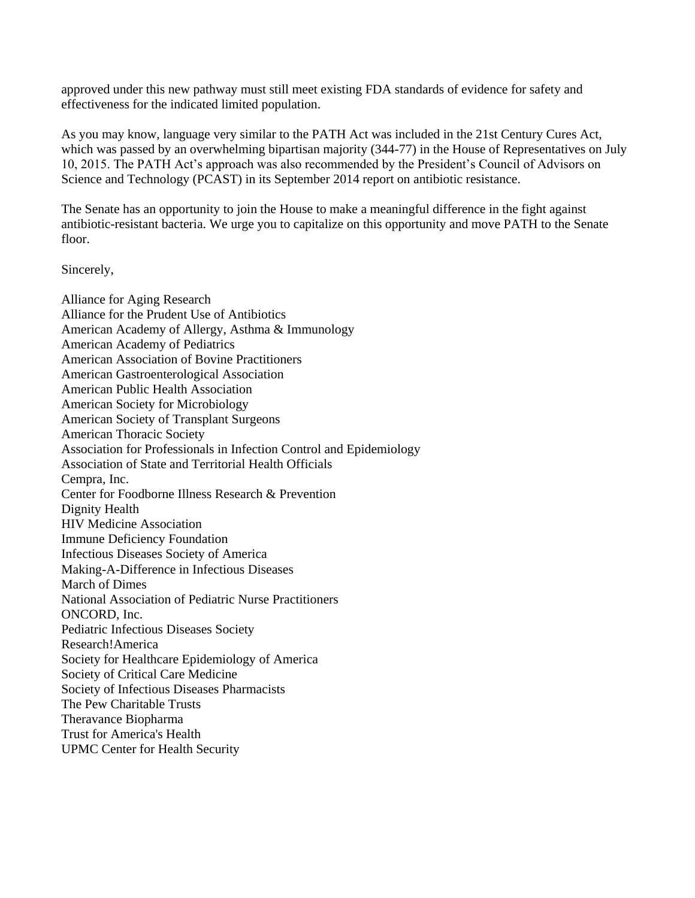approved under this new pathway must still meet existing FDA standards of evidence for safety and effectiveness for the indicated limited population.

As you may know, language very similar to the PATH Act was included in the 21st Century Cures Act, which was passed by an overwhelming bipartisan majority (344-77) in the House of Representatives on July 10, 2015. The PATH Act's approach was also recommended by the President's Council of Advisors on Science and Technology (PCAST) in its September 2014 report on antibiotic resistance.

The Senate has an opportunity to join the House to make a meaningful difference in the fight against antibiotic-resistant bacteria. We urge you to capitalize on this opportunity and move PATH to the Senate floor.

Sincerely,

Alliance for Aging Research
Alliance for the Prudent Use of Antibiotics
American Academy of Allergy, Asthma & Immunology
American Academy of Pediatrics
American Association of Bovine Practitioners
American Gastroenterological Association
American Public Health Association
American Society for Microbiology
American Society of Transplant Surgeons
American Thoracic Society
Association for Professionals in Infection Control and Epidemiology
Association of State and Territorial Health Officials
Cempra, Inc.
Center for Foodborne Illness Research & Prevention
Dignity Health
HIV Medicine Association
Immune Deficiency Foundation
Infectious Diseases Society of America
Making-A-Difference in Infectious Diseases
March of Dimes
National Association of Pediatric Nurse Practitioners
ONCORD, Inc.
Pediatric Infectious Diseases Society
Research!America
Society for Healthcare Epidemiology of America
Society of Critical Care Medicine
Society of Infectious Diseases Pharmacists
The Pew Charitable Trusts
Theravance Biopharma
Trust for America's Health
UPMC Center for Health Security